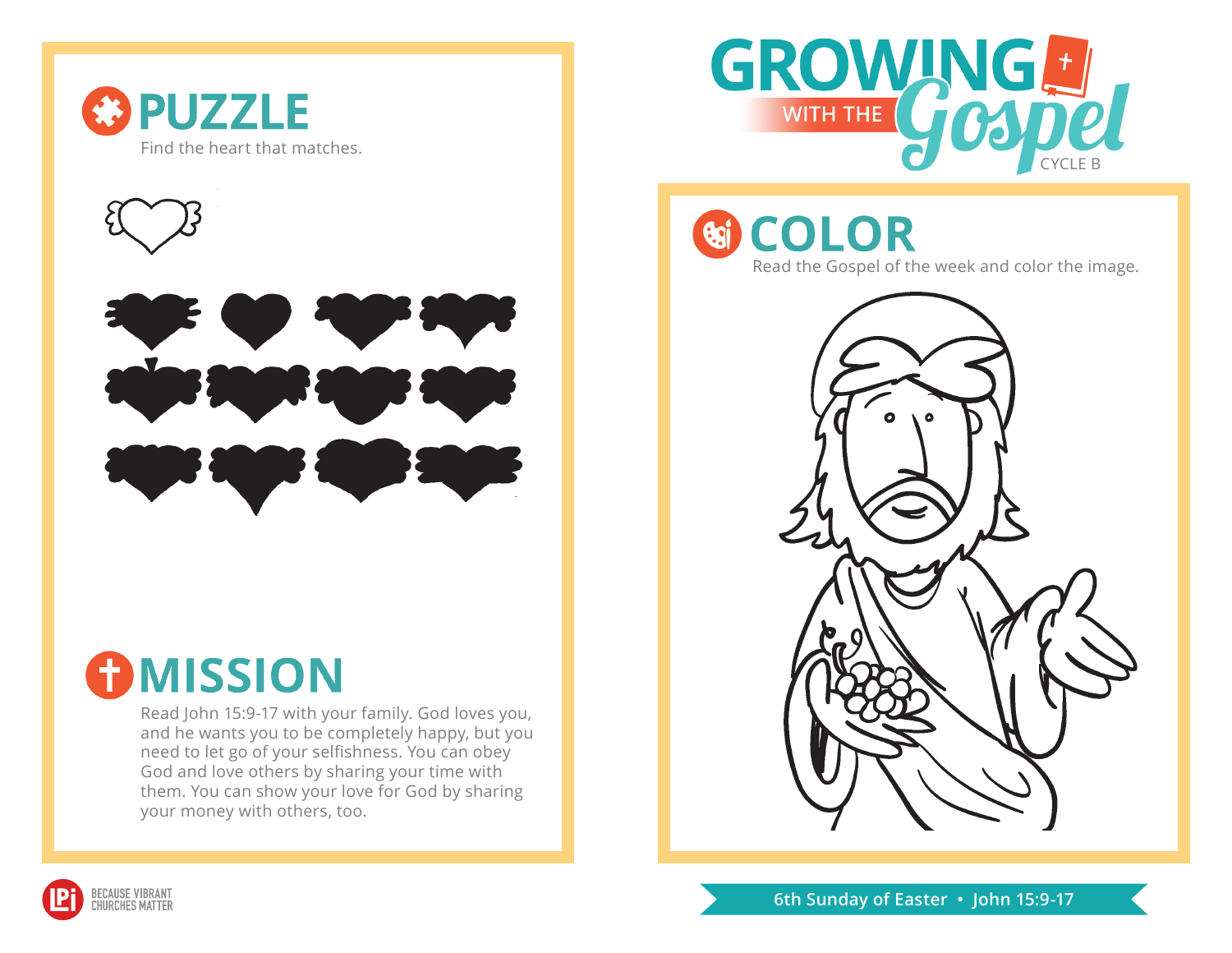# GROWING WITH THE Gospel

CYCLE B

## PUZZLE

Find the heart that matches.

## MISSION

Read John 15:9-17 with your family. God loves you, and he wants you to be completely happy, but you need to let go of your selfishness. You can obey God and love others by sharing your time with them. You can show your love for God by sharing your money with others, too.

## COLOR

Read the Gospel of the week and color the image.

6th Sunday of Easter • John 15:9-17

BECAUSE VIBRANT CHURCHES MATTER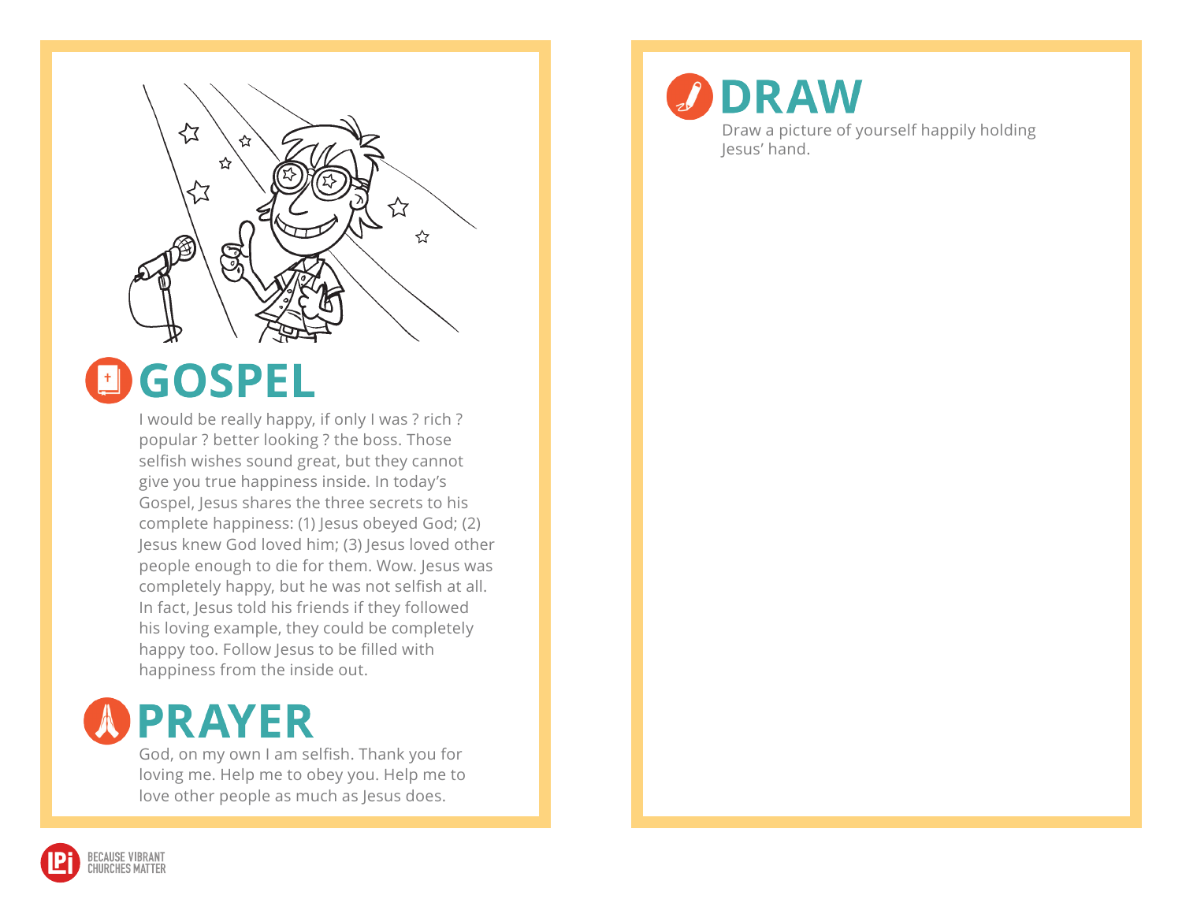## GOSPEL

I would be really happy, if only I was ? rich ? popular ? better looking ? the boss. Those selfish wishes sound great, but they cannot give you true happiness inside. In today's Gospel, Jesus shares the three secrets to his complete happiness: (1) Jesus obeyed God; (2) Jesus knew God loved him; (3) Jesus loved other people enough to die for them. Wow. Jesus was completely happy, but he was not selfish at all. In fact, Jesus told his friends if they followed his loving example, they could be completely happy too. Follow Jesus to be filled with happiness from the inside out.

## PRAYER

God, on my own I am selfish. Thank you for loving me. Help me to obey you. Help me to love other people as much as Jesus does.

## DRAW

Draw a picture of yourself happily holding Jesus' hand.

BECAUSE VIBRANT CHURCHES MATTER